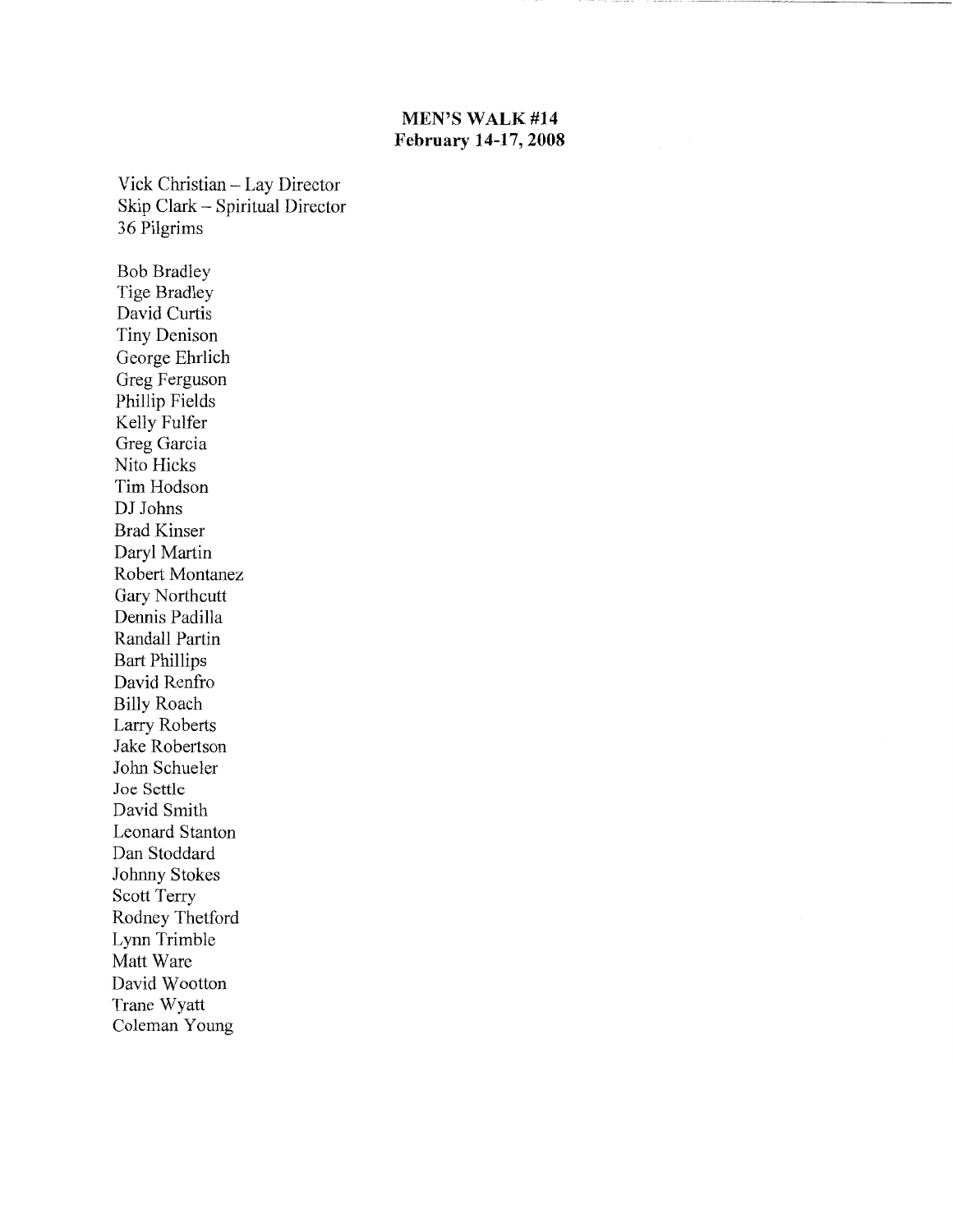# MEN'S WALK #14
## February 14-17, 2008

Vick Christian – Lay Director
Skip Clark – Spiritual Director
36 Pilgrims

Bob Bradley
Tige Bradley
David Curtis
Tiny Denison
George Ehrlich
Greg Ferguson
Phillip Fields
Kelly Fulfer
Greg Garcia
Nito Hicks
Tim Hodson
DJ Johns
Brad Kinser
Daryl Martin
Robert Montanez
Gary Northcutt
Dennis Padilla
Randall Partin
Bart Phillips
David Renfro
Billy Roach
Larry Roberts
Jake Robertson
John Schueler
Joe Settle
David Smith
Leonard Stanton
Dan Stoddard
Johnny Stokes
Scott Terry
Rodney Thetford
Lynn Trimble
Matt Ware
David Wootton
Trane Wyatt
Coleman Young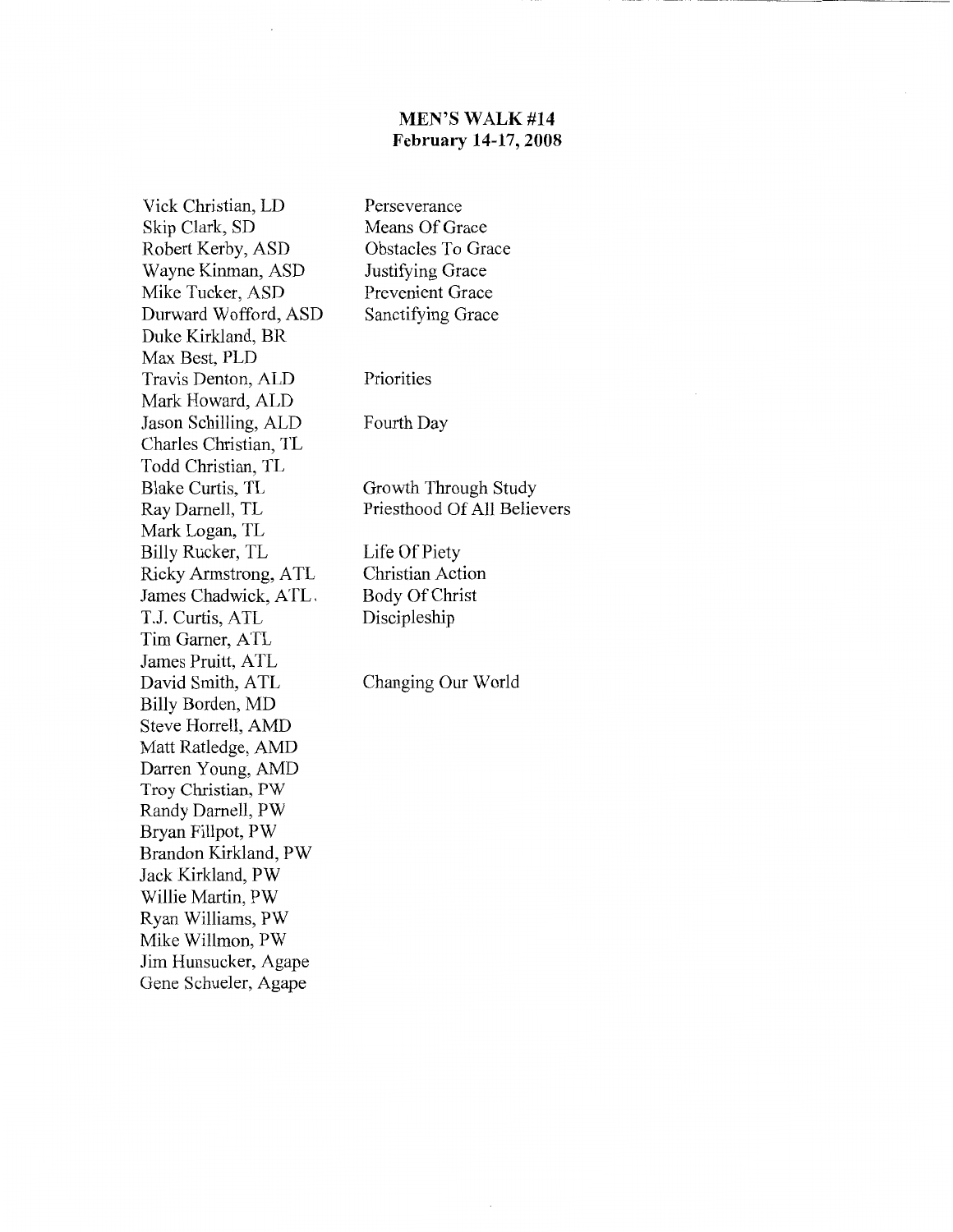**MEN'S WALK #14**
**February 14-17, 2008**

| | |
|---|---|
| Vick Christian, LD | Perseverance |
| Skip Clark, SD | Means Of Grace |
| Robert Kerby, ASD | Obstacles To Grace |
| Wayne Kinman, ASD | Justifying Grace |
| Mike Tucker, ASD | Prevenient Grace |
| Durward Wofford, ASD | Sanctifying Grace |
| Duke Kirkland, BR | |
| Max Best, PLD | |
| Travis Denton, ALD | Priorities |
| Mark Howard, ALD | |
| Jason Schilling, ALD | Fourth Day |
| Charles Christian, TL | |
| Todd Christian, TL | |
| Blake Curtis, TL | Growth Through Study |
| Ray Darnell, TL | Priesthood Of All Believers |
| Mark Logan, TL | |
| Billy Rucker, TL | Life Of Piety |
| Ricky Armstrong, ATL | Christian Action |
| James Chadwick, ATL | Body Of Christ |
| T.J. Curtis, ATL | Discipleship |
| Tim Garner, ATL | |
| James Pruitt, ATL | |
| David Smith, ATL | Changing Our World |
| Billy Borden, MD | |
| Steve Horrell, AMD | |
| Matt Ratledge, AMD | |
| Darren Young, AMD | |
| Troy Christian, PW | |
| Randy Darnell, PW | |
| Bryan Fillpot, PW | |
| Brandon Kirkland, PW | |
| Jack Kirkland, PW | |
| Willie Martin, PW | |
| Ryan Williams, PW | |
| Mike Willmon, PW | |
| Jim Hunsucker, Agape | |
| Gene Schueler, Agape | |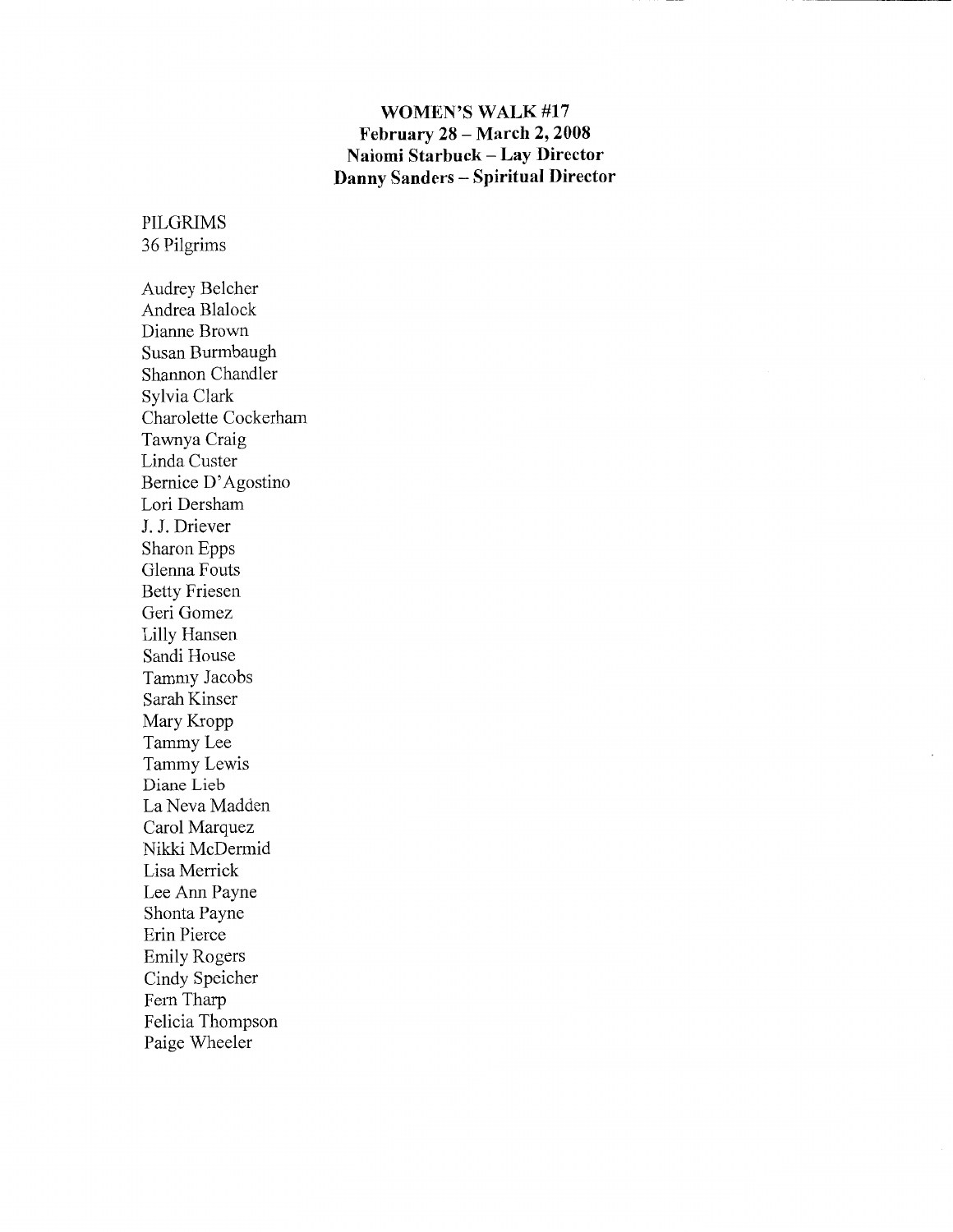# WOMEN'S WALK #17
**February 28 – March 2, 2008**
**Naiomi Starbuck – Lay Director**
**Danny Sanders – Spiritual Director**

PILGRIMS
36 Pilgrims

Audrey Belcher
Andrea Blalock
Dianne Brown
Susan Burmbaugh
Shannon Chandler
Sylvia Clark
Charolette Cockerham
Tawnya Craig
Linda Custer
Bernice D'Agostino
Lori Dersham
J. J. Driever
Sharon Epps
Glenna Fouts
Betty Friesen
Geri Gomez
Lilly Hansen
Sandi House
Tammy Jacobs
Sarah Kinser
Mary Kropp
Tammy Lee
Tammy Lewis
Diane Lieb
La Neva Madden
Carol Marquez
Nikki McDermid
Lisa Merrick
Lee Ann Payne
Shonta Payne
Erin Pierce
Emily Rogers
Cindy Speicher
Fern Tharp
Felicia Thompson
Paige Wheeler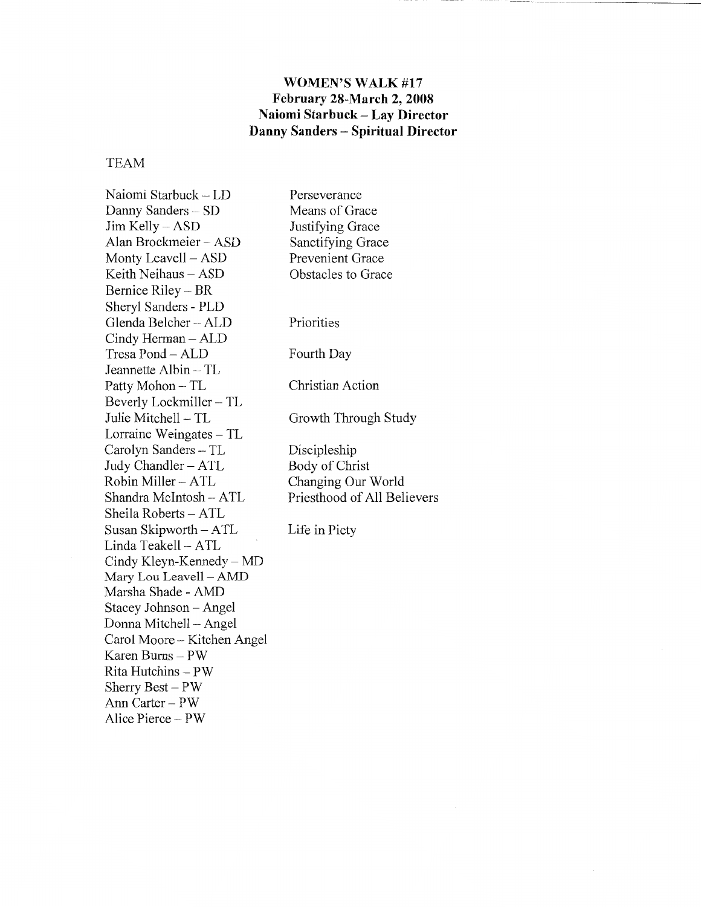**WOMEN'S WALK #17**
**February 28-March 2, 2008**
**Naiomi Starbuck – Lay Director**
**Danny Sanders – Spiritual Director**

TEAM

| | |
|---|---|
| Naiomi Starbuck – LD | Perseverance |
| Danny Sanders – SD | Means of Grace |
| Jim Kelly – ASD | Justifying Grace |
| Alan Brockmeier – ASD | Sanctifying Grace |
| Monty Leavell – ASD | Prevenient Grace |
| Keith Neihaus – ASD | Obstacles to Grace |
| Bernice Riley – BR | |
| Sheryl Sanders - PLD | |
| Glenda Belcher – ALD | Priorities |
| Cindy Herman – ALD | |
| Tresa Pond – ALD | Fourth Day |
| Jeannette Albin – TL | |
| Patty Mohon – TL | Christian Action |
| Beverly Lockmiller – TL | |
| Julie Mitchell – TL | Growth Through Study |
| Lorraine Weingates – TL | |
| Carolyn Sanders – TL | Discipleship |
| Judy Chandler – ATL | Body of Christ |
| Robin Miller – ATL | Changing Our World |
| Shandra McIntosh – ATL | Priesthood of All Believers |
| Sheila Roberts – ATL | |
| Susan Skipworth – ATL | Life in Piety |
| Linda Teakell – ATL | |
| Cindy Kleyn-Kennedy – MD | |
| Mary Lou Leavell – AMD | |
| Marsha Shade - AMD | |
| Stacey Johnson – Angel | |
| Donna Mitchell – Angel | |
| Carol Moore – Kitchen Angel | |
| Karen Burns – PW | |
| Rita Hutchins – PW | |
| Sherry Best – PW | |
| Ann Carter – PW | |
| Alice Pierce – PW | |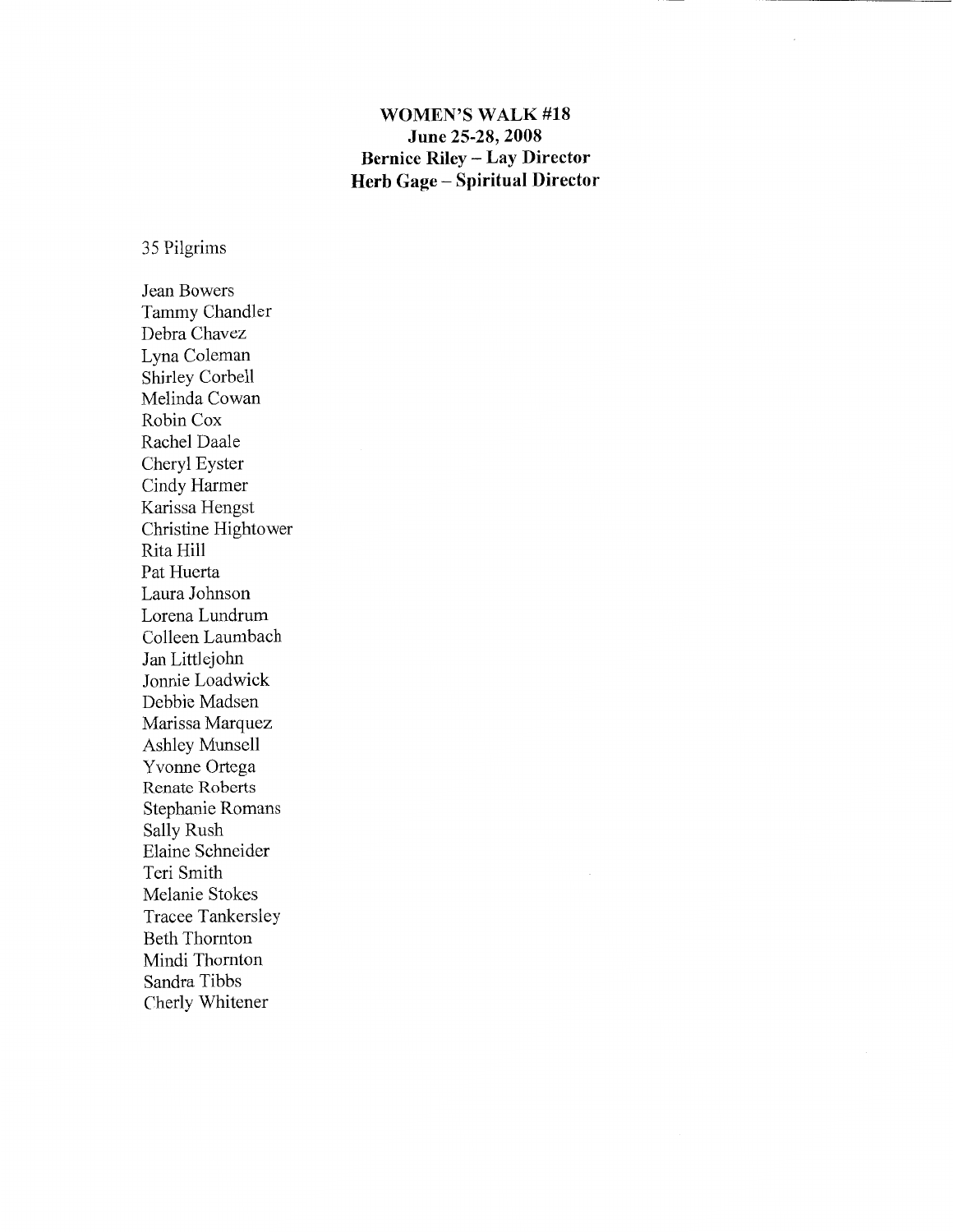**WOMEN'S WALK #18**
**June 25-28, 2008**
**Bernice Riley – Lay Director**
**Herb Gage – Spiritual Director**

35 Pilgrims

Jean Bowers
Tammy Chandler
Debra Chavez
Lyna Coleman
Shirley Corbell
Melinda Cowan
Robin Cox
Rachel Daale
Cheryl Eyster
Cindy Harmer
Karissa Hengst
Christine Hightower
Rita Hill
Pat Huerta
Laura Johnson
Lorena Lundrum
Colleen Laumbach
Jan Littlejohn
Jonnie Loadwick
Debbie Madsen
Marissa Marquez
Ashley Munsell
Yvonne Ortega
Renate Roberts
Stephanie Romans
Sally Rush
Elaine Schneider
Teri Smith
Melanie Stokes
Tracee Tankersley
Beth Thornton
Mindi Thornton
Sandra Tibbs
Cherly Whitener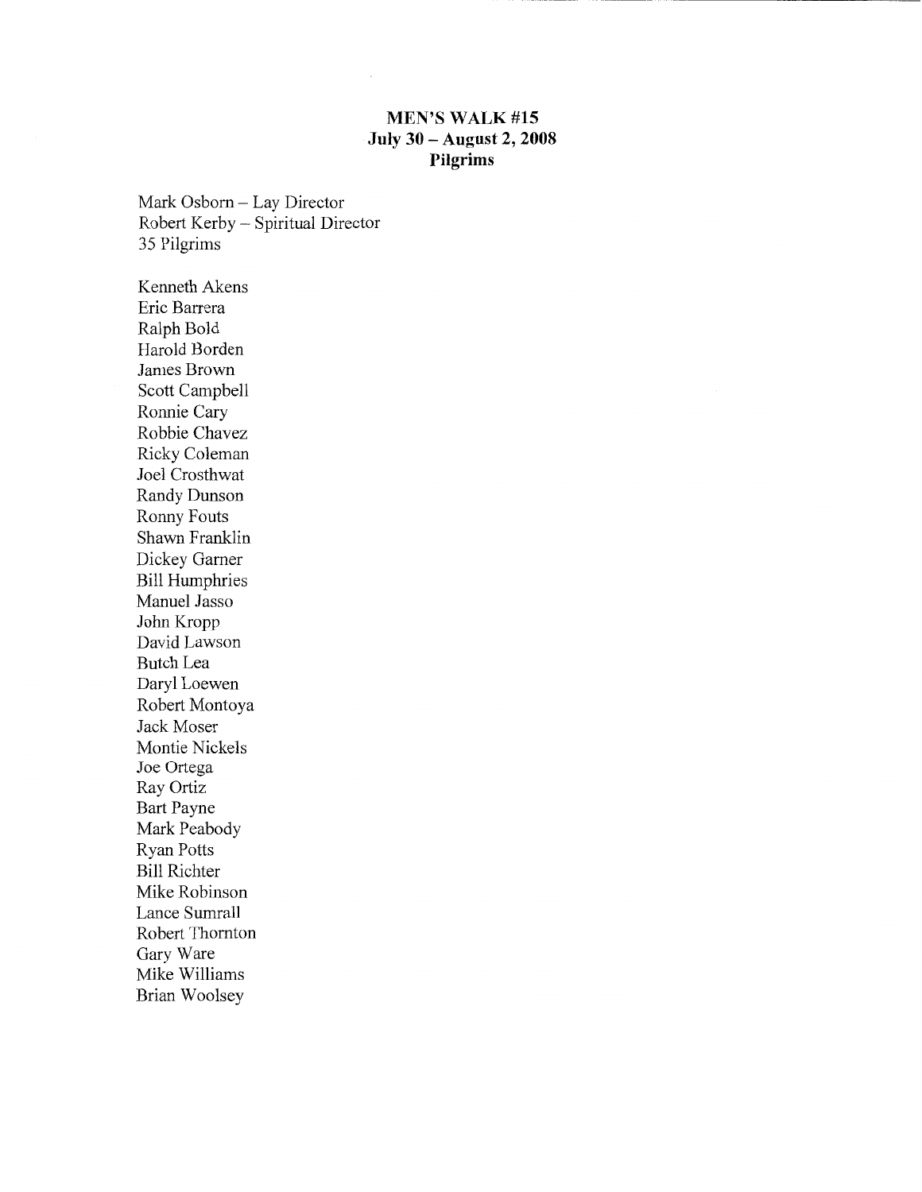# MEN'S WALK #15
## July 30 – August 2, 2008
## Pilgrims

Mark Osborn – Lay Director
Robert Kerby – Spiritual Director
35 Pilgrims

Kenneth Akens
Eric Barrera
Ralph Bold
Harold Borden
James Brown
Scott Campbell
Ronnie Cary
Robbie Chavez
Ricky Coleman
Joel Crosthwat
Randy Dunson
Ronny Fouts
Shawn Franklin
Dickey Garner
Bill Humphries
Manuel Jasso
John Kropp
David Lawson
Butch Lea
Daryl Loewen
Robert Montoya
Jack Moser
Montie Nickels
Joe Ortega
Ray Ortiz
Bart Payne
Mark Peabody
Ryan Potts
Bill Richter
Mike Robinson
Lance Sumrall
Robert Thornton
Gary Ware
Mike Williams
Brian Woolsey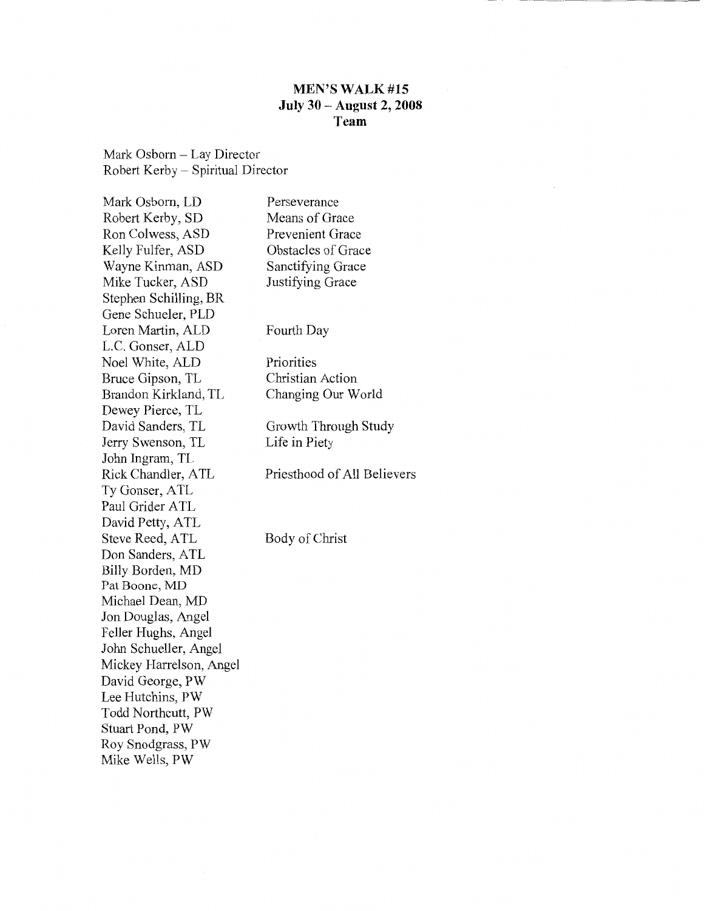**MEN'S WALK #15**
**July 30 – August 2, 2008**
**Team**

Mark Osborn – Lay Director
Robert Kerby – Spiritual Director

| | |
|---|---|
| Mark Osborn, LD | Perseverance |
| Robert Kerby, SD | Means of Grace |
| Ron Colwess, ASD | Prevenient Grace |
| Kelly Fulfer, ASD | Obstacles of Grace |
| Wayne Kinman, ASD | Sanctifying Grace |
| Mike Tucker, ASD | Justifying Grace |
| Stephen Schilling, BR | |
| Gene Schueler, PLD | |
| Loren Martin, ALD | Fourth Day |
| L.C. Gonser, ALD | |
| Noel White, ALD | Priorities |
| Bruce Gipson, TL | Christian Action |
| Brandon Kirkland, TL | Changing Our World |
| Dewey Pierce, TL | |
| David Sanders, TL | Growth Through Study |
| Jerry Swenson, TL | Life in Piety |
| John Ingram, TL | |
| Rick Chandler, ATL | Priesthood of All Believers |
| Ty Gonser, ATL | |
| Paul Grider ATL | |
| David Petty, ATL | |
| Steve Reed, ATL | Body of Christ |
| Don Sanders, ATL | |
| Billy Borden, MD | |
| Pat Boone, MD | |
| Michael Dean, MD | |
| Jon Douglas, Angel | |
| Feller Hughs, Angel | |
| John Schueller, Angel | |
| Mickey Harrelson, Angel | |
| David George, PW | |
| Lee Hutchins, PW | |
| Todd Northcutt, PW | |
| Stuart Pond, PW | |
| Roy Snodgrass, PW | |
| Mike Wells, PW | |